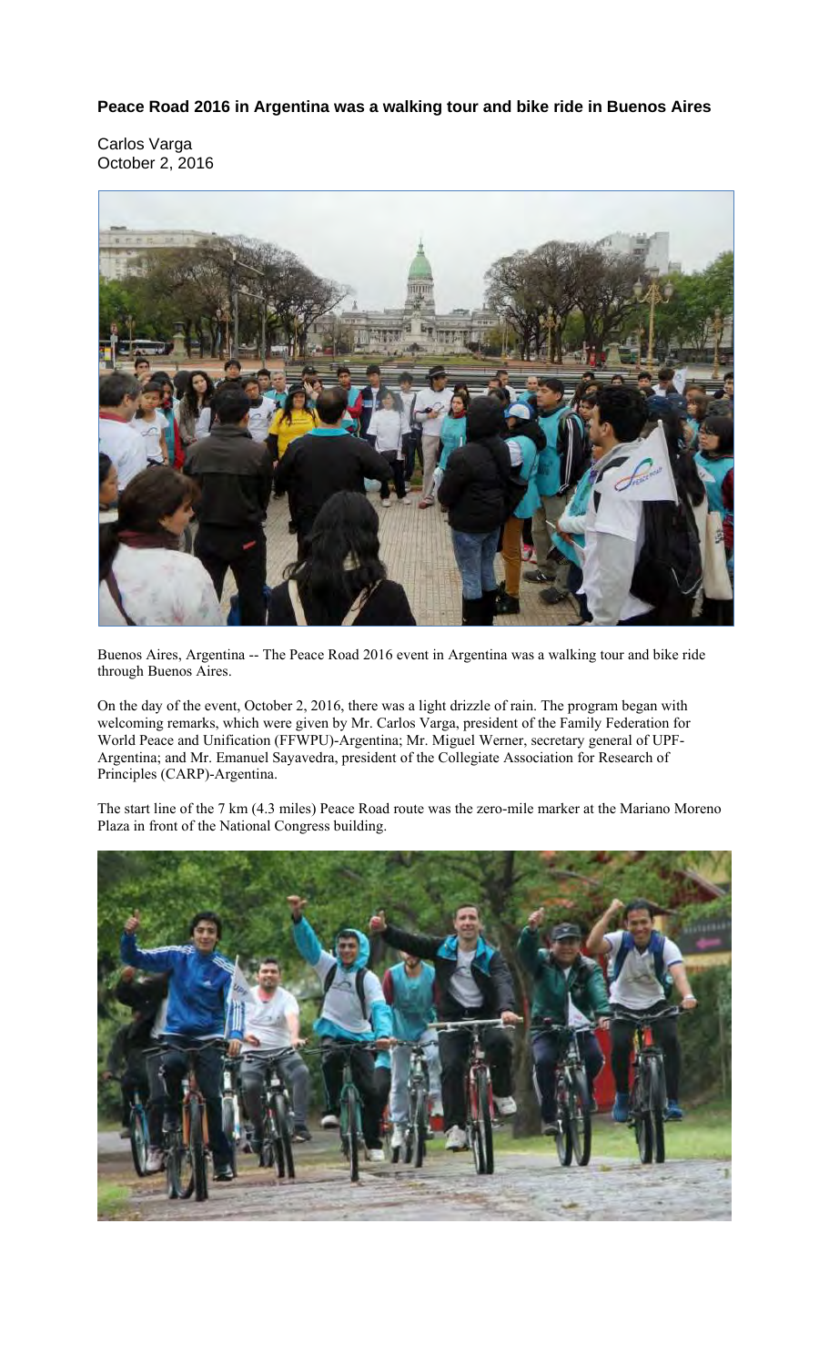**Peace Road 2016 in Argentina was a walking tour and bike ride in Buenos Aires**

Carlos Varga
October 2, 2016

Buenos Aires, Argentina -- The Peace Road 2016 event in Argentina was a walking tour and bike ride through Buenos Aires.

On the day of the event, October 2, 2016, there was a light drizzle of rain. The program began with welcoming remarks, which were given by Mr. Carlos Varga, president of the Family Federation for World Peace and Unification (FFWPU)-Argentina; Mr. Miguel Werner, secretary general of UPF-Argentina; and Mr. Emanuel Sayavedra, president of the Collegiate Association for Research of Principles (CARP)-Argentina.

The start line of the 7 km (4.3 miles) Peace Road route was the zero-mile marker at the Mariano Moreno Plaza in front of the National Congress building.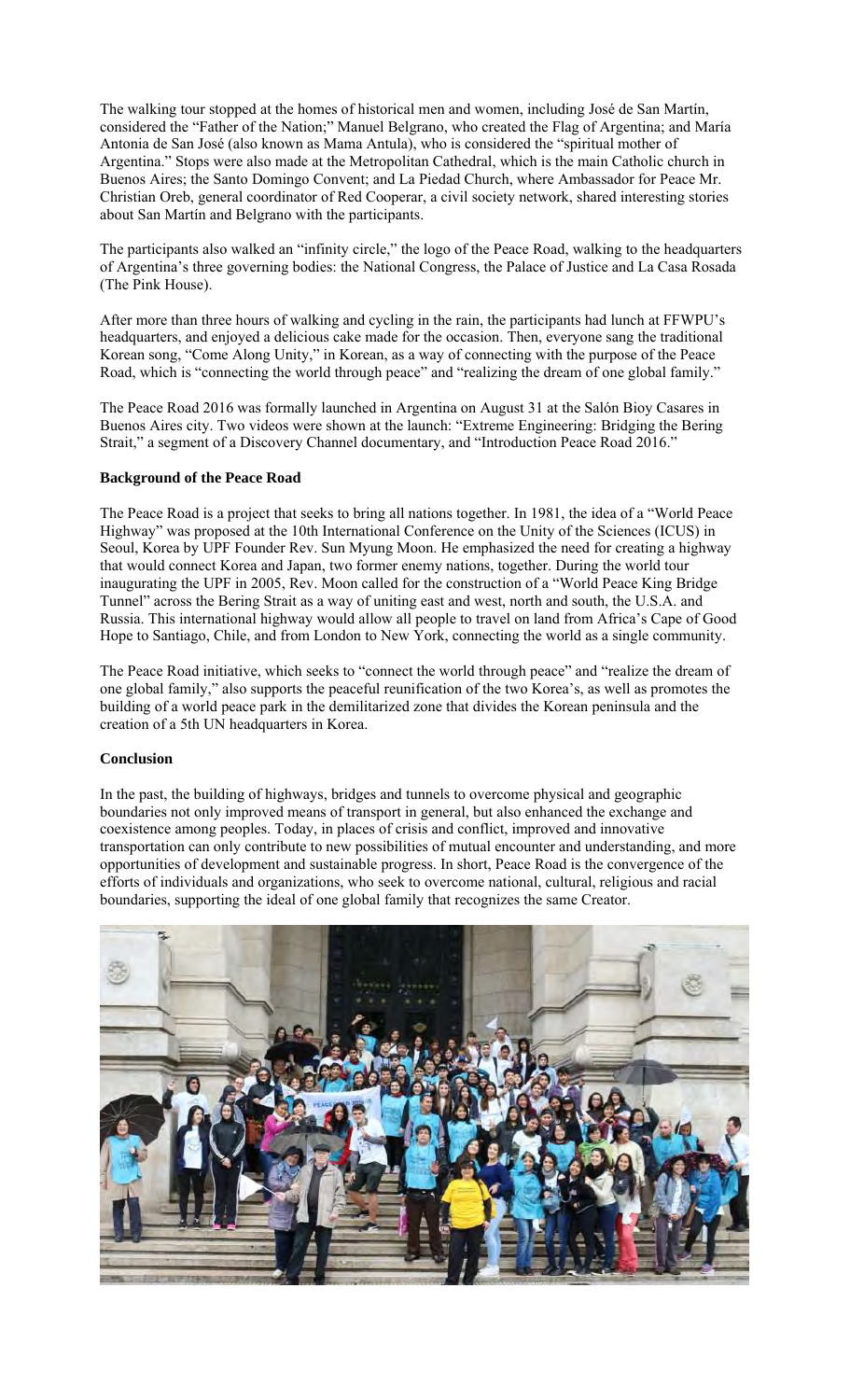The walking tour stopped at the homes of historical men and women, including José de San Martín, considered the "Father of the Nation;" Manuel Belgrano, who created the Flag of Argentina; and María Antonia de San José (also known as Mama Antula), who is considered the "spiritual mother of Argentina." Stops were also made at the Metropolitan Cathedral, which is the main Catholic church in Buenos Aires; the Santo Domingo Convent; and La Piedad Church, where Ambassador for Peace Mr. Christian Oreb, general coordinator of Red Cooperar, a civil society network, shared interesting stories about San Martín and Belgrano with the participants.

The participants also walked an "infinity circle," the logo of the Peace Road, walking to the headquarters of Argentina's three governing bodies: the National Congress, the Palace of Justice and La Casa Rosada (The Pink House).

After more than three hours of walking and cycling in the rain, the participants had lunch at FFWPU's headquarters, and enjoyed a delicious cake made for the occasion. Then, everyone sang the traditional Korean song, "Come Along Unity," in Korean, as a way of connecting with the purpose of the Peace Road, which is "connecting the world through peace" and "realizing the dream of one global family."

The Peace Road 2016 was formally launched in Argentina on August 31 at the Salón Bioy Casares in Buenos Aires city. Two videos were shown at the launch: "Extreme Engineering: Bridging the Bering Strait," a segment of a Discovery Channel documentary, and "Introduction Peace Road 2016."

**Background of the Peace Road**

The Peace Road is a project that seeks to bring all nations together. In 1981, the idea of a "World Peace Highway" was proposed at the 10th International Conference on the Unity of the Sciences (ICUS) in Seoul, Korea by UPF Founder Rev. Sun Myung Moon. He emphasized the need for creating a highway that would connect Korea and Japan, two former enemy nations, together. During the world tour inaugurating the UPF in 2005, Rev. Moon called for the construction of a "World Peace King Bridge Tunnel" across the Bering Strait as a way of uniting east and west, north and south, the U.S.A. and Russia. This international highway would allow all people to travel on land from Africa's Cape of Good Hope to Santiago, Chile, and from London to New York, connecting the world as a single community.

The Peace Road initiative, which seeks to "connect the world through peace" and "realize the dream of one global family," also supports the peaceful reunification of the two Korea's, as well as promotes the building of a world peace park in the demilitarized zone that divides the Korean peninsula and the creation of a 5th UN headquarters in Korea.

**Conclusion**

In the past, the building of highways, bridges and tunnels to overcome physical and geographic boundaries not only improved means of transport in general, but also enhanced the exchange and coexistence among peoples. Today, in places of crisis and conflict, improved and innovative transportation can only contribute to new possibilities of mutual encounter and understanding, and more opportunities of development and sustainable progress. In short, Peace Road is the convergence of the efforts of individuals and organizations, who seek to overcome national, cultural, religious and racial boundaries, supporting the ideal of one global family that recognizes the same Creator.